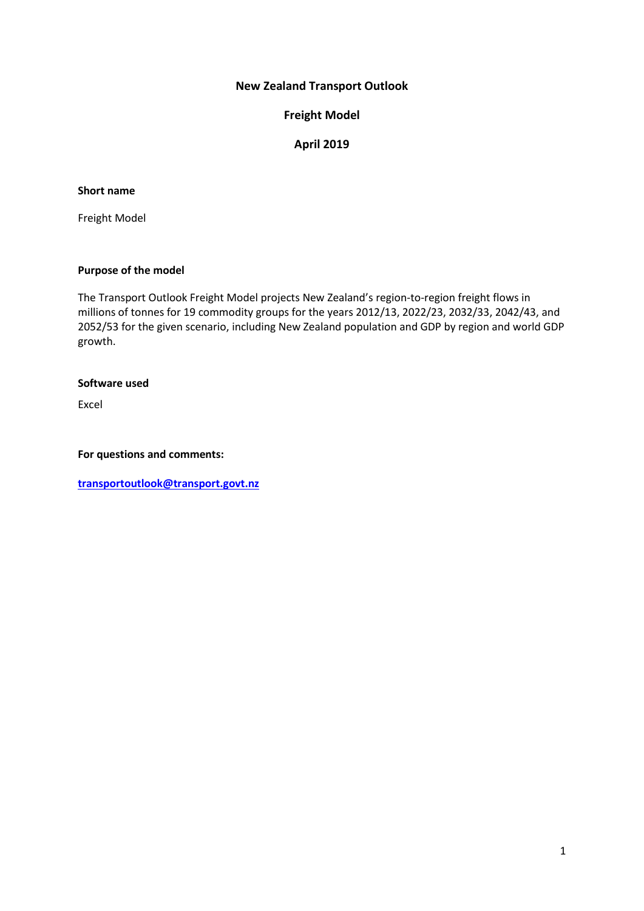# New Zealand Transport Outlook

## Freight Model

## April 2019

**Short name**

Freight Model

**Purpose of the model**

The Transport Outlook Freight Model projects New Zealand's region-to-region freight flows in millions of tonnes for 19 commodity groups for the years 2012/13, 2022/23, 2032/33, 2042/43, and 2052/53 for the given scenario, including New Zealand population and GDP by region and world GDP growth.

**Software used**

Excel

**For questions and comments:**

**transportoutlook@transport.govt.nz**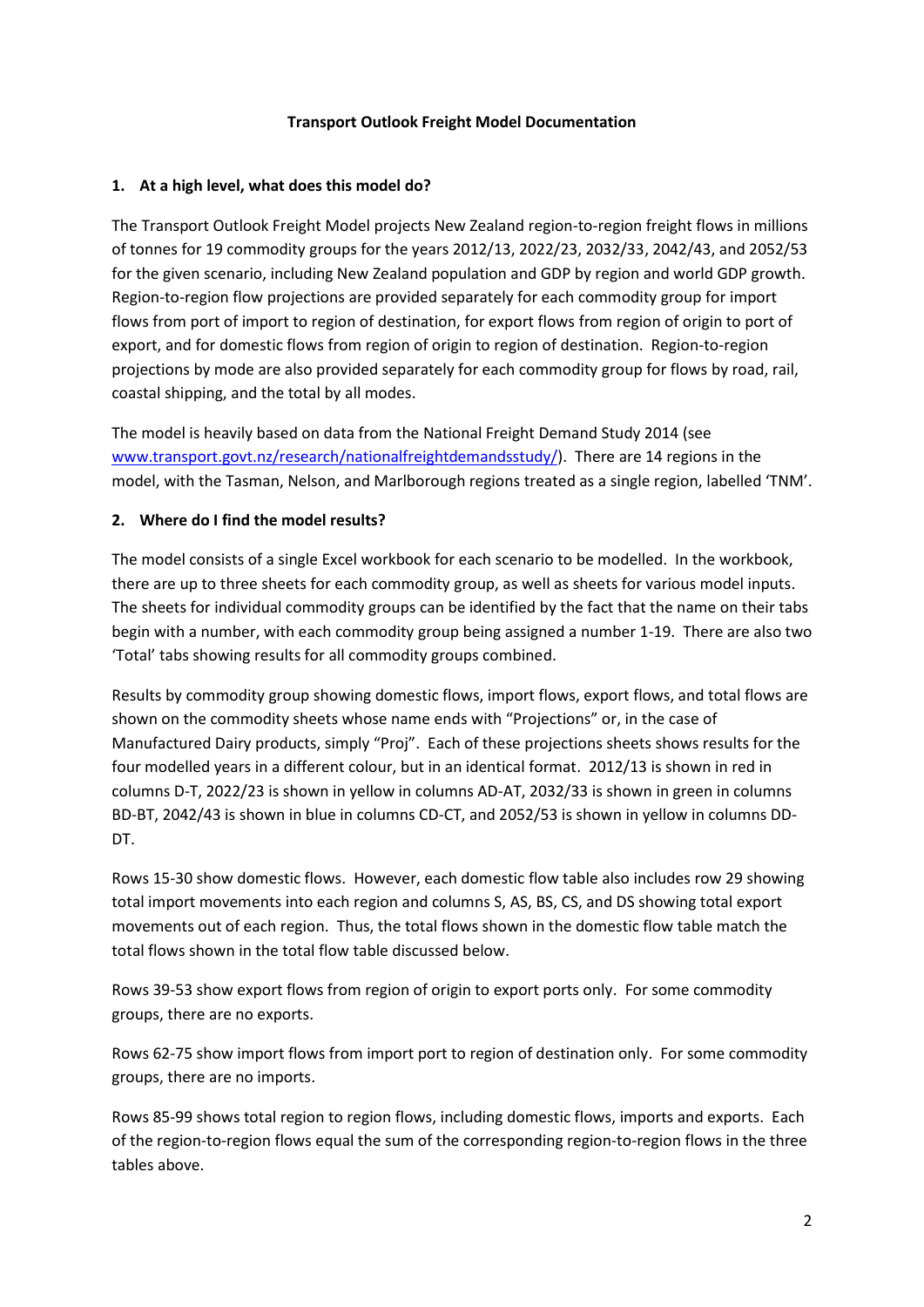# Transport Outlook Freight Model Documentation

## 1. At a high level, what does this model do?

The Transport Outlook Freight Model projects New Zealand region-to-region freight flows in millions of tonnes for 19 commodity groups for the years 2012/13, 2022/23, 2032/33, 2042/43, and 2052/53 for the given scenario, including New Zealand population and GDP by region and world GDP growth. Region-to-region flow projections are provided separately for each commodity group for import flows from port of import to region of destination, for export flows from region of origin to port of export, and for domestic flows from region of origin to region of destination. Region-to-region projections by mode are also provided separately for each commodity group for flows by road, rail, coastal shipping, and the total by all modes.

The model is heavily based on data from the National Freight Demand Study 2014 (see [www.transport.govt.nz/research/nationalfreightdemandsstudy/](www.transport.govt.nz/research/nationalfreightdemandsstudy/)). There are 14 regions in the model, with the Tasman, Nelson, and Marlborough regions treated as a single region, labelled 'TNM'.

## 2. Where do I find the model results?

The model consists of a single Excel workbook for each scenario to be modelled. In the workbook, there are up to three sheets for each commodity group, as well as sheets for various model inputs. The sheets for individual commodity groups can be identified by the fact that the name on their tabs begin with a number, with each commodity group being assigned a number 1-19. There are also two 'Total' tabs showing results for all commodity groups combined.

Results by commodity group showing domestic flows, import flows, export flows, and total flows are shown on the commodity sheets whose name ends with "Projections" or, in the case of Manufactured Dairy products, simply "Proj". Each of these projections sheets shows results for the four modelled years in a different colour, but in an identical format. 2012/13 is shown in red in columns D-T, 2022/23 is shown in yellow in columns AD-AT, 2032/33 is shown in green in columns BD-BT, 2042/43 is shown in blue in columns CD-CT, and 2052/53 is shown in yellow in columns DD-DT.

Rows 15-30 show domestic flows. However, each domestic flow table also includes row 29 showing total import movements into each region and columns S, AS, BS, CS, and DS showing total export movements out of each region. Thus, the total flows shown in the domestic flow table match the total flows shown in the total flow table discussed below.

Rows 39-53 show export flows from region of origin to export ports only. For some commodity groups, there are no exports.

Rows 62-75 show import flows from import port to region of destination only. For some commodity groups, there are no imports.

Rows 85-99 shows total region to region flows, including domestic flows, imports and exports. Each of the region-to-region flows equal the sum of the corresponding region-to-region flows in the three tables above.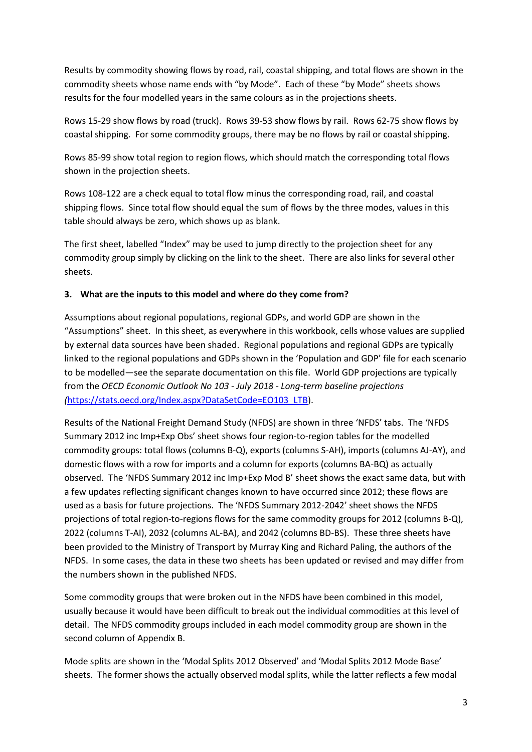Results by commodity showing flows by road, rail, coastal shipping, and total flows are shown in the commodity sheets whose name ends with "by Mode". Each of these "by Mode" sheets shows results for the four modelled years in the same colours as in the projections sheets.

Rows 15-29 show flows by road (truck). Rows 39-53 show flows by rail. Rows 62-75 show flows by coastal shipping. For some commodity groups, there may be no flows by rail or coastal shipping.

Rows 85-99 show total region to region flows, which should match the corresponding total flows shown in the projection sheets.

Rows 108-122 are a check equal to total flow minus the corresponding road, rail, and coastal shipping flows. Since total flow should equal the sum of flows by the three modes, values in this table should always be zero, which shows up as blank.

The first sheet, labelled "Index" may be used to jump directly to the projection sheet for any commodity group simply by clicking on the link to the sheet. There are also links for several other sheets.

### 3. What are the inputs to this model and where do they come from?

Assumptions about regional populations, regional GDPs, and world GDP are shown in the "Assumptions" sheet. In this sheet, as everywhere in this workbook, cells whose values are supplied by external data sources have been shaded. Regional populations and regional GDPs are typically linked to the regional populations and GDPs shown in the 'Population and GDP' file for each scenario to be modelled—see the separate documentation on this file. World GDP projections are typically from the *OECD Economic Outlook No 103 - July 2018 - Long-term baseline projections (*[https://stats.oecd.org/Index.aspx?DataSetCode=EO103_LTB](https://stats.oecd.org/Index.aspx?DataSetCode=EO103_LTB)).

Results of the National Freight Demand Study (NFDS) are shown in three 'NFDS' tabs. The 'NFDS Summary 2012 inc Imp+Exp Obs' sheet shows four region-to-region tables for the modelled commodity groups: total flows (columns B-Q), exports (columns S-AH), imports (columns AJ-AY), and domestic flows with a row for imports and a column for exports (columns BA-BQ) as actually observed. The 'NFDS Summary 2012 inc Imp+Exp Mod B' sheet shows the exact same data, but with a few updates reflecting significant changes known to have occurred since 2012; these flows are used as a basis for future projections. The 'NFDS Summary 2012-2042' sheet shows the NFDS projections of total region-to-regions flows for the same commodity groups for 2012 (columns B-Q), 2022 (columns T-AI), 2032 (columns AL-BA), and 2042 (columns BD-BS). These three sheets have been provided to the Ministry of Transport by Murray King and Richard Paling, the authors of the NFDS. In some cases, the data in these two sheets has been updated or revised and may differ from the numbers shown in the published NFDS.

Some commodity groups that were broken out in the NFDS have been combined in this model, usually because it would have been difficult to break out the individual commodities at this level of detail. The NFDS commodity groups included in each model commodity group are shown in the second column of Appendix B.

Mode splits are shown in the 'Modal Splits 2012 Observed' and 'Modal Splits 2012 Mode Base' sheets. The former shows the actually observed modal splits, while the latter reflects a few modal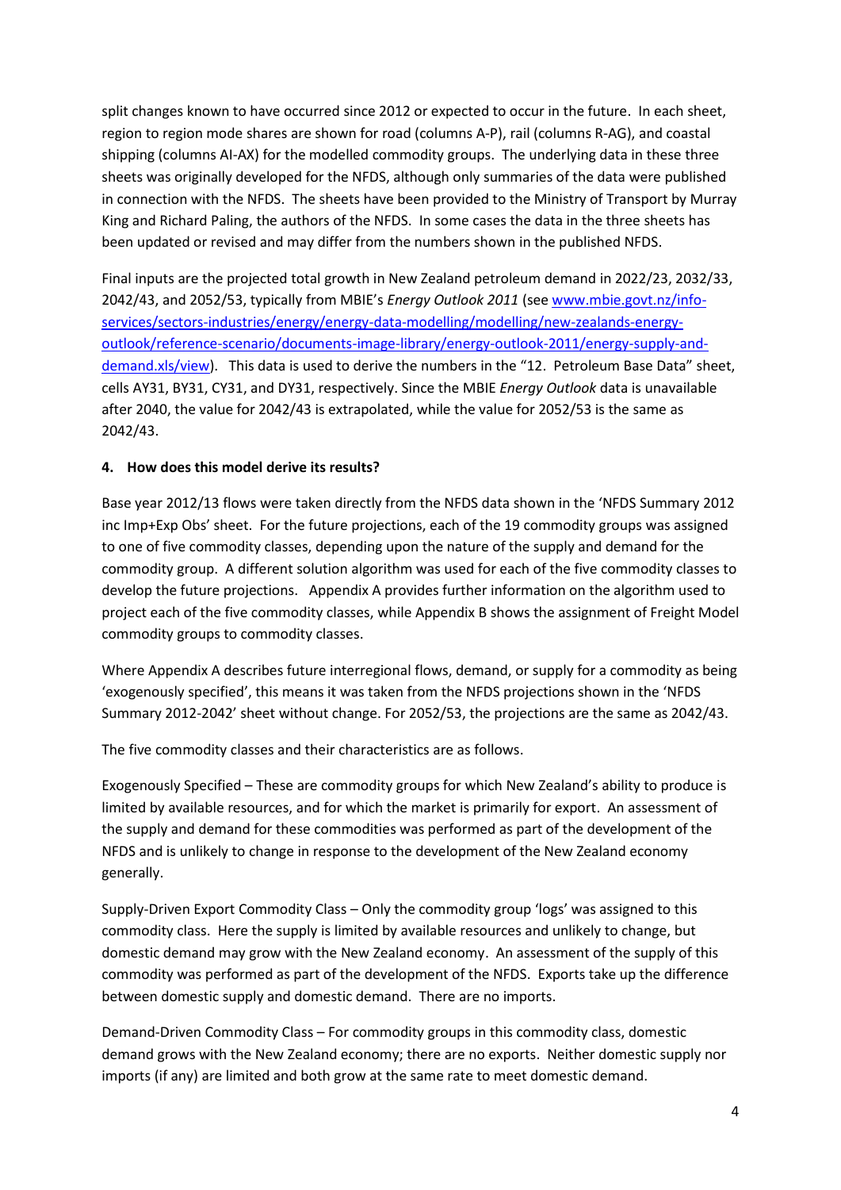split changes known to have occurred since 2012 or expected to occur in the future. In each sheet, region to region mode shares are shown for road (columns A-P), rail (columns R-AG), and coastal shipping (columns AI-AX) for the modelled commodity groups. The underlying data in these three sheets was originally developed for the NFDS, although only summaries of the data were published in connection with the NFDS. The sheets have been provided to the Ministry of Transport by Murray King and Richard Paling, the authors of the NFDS. In some cases the data in the three sheets has been updated or revised and may differ from the numbers shown in the published NFDS.

Final inputs are the projected total growth in New Zealand petroleum demand in 2022/23, 2032/33, 2042/43, and 2052/53, typically from MBIE's *Energy Outlook 2011* (see [www.mbie.govt.nz/info-services/sectors-industries/energy/energy-data-modelling/modelling/new-zealands-energy-outlook/reference-scenario/documents-image-library/energy-outlook-2011/energy-supply-and-demand.xls/view](www.mbie.govt.nz/info-services/sectors-industries/energy/energy-data-modelling/modelling/new-zealands-energy-outlook/reference-scenario/documents-image-library/energy-outlook-2011/energy-supply-and-demand.xls/view)). This data is used to derive the numbers in the "12. Petroleum Base Data" sheet, cells AY31, BY31, CY31, and DY31, respectively. Since the MBIE *Energy Outlook* data is unavailable after 2040, the value for 2042/43 is extrapolated, while the value for 2052/53 is the same as 2042/43.

### 4. How does this model derive its results?

Base year 2012/13 flows were taken directly from the NFDS data shown in the 'NFDS Summary 2012 inc Imp+Exp Obs' sheet. For the future projections, each of the 19 commodity groups was assigned to one of five commodity classes, depending upon the nature of the supply and demand for the commodity group. A different solution algorithm was used for each of the five commodity classes to develop the future projections. Appendix A provides further information on the algorithm used to project each of the five commodity classes, while Appendix B shows the assignment of Freight Model commodity groups to commodity classes.

Where Appendix A describes future interregional flows, demand, or supply for a commodity as being 'exogenously specified', this means it was taken from the NFDS projections shown in the 'NFDS Summary 2012-2042' sheet without change. For 2052/53, the projections are the same as 2042/43.

The five commodity classes and their characteristics are as follows.

Exogenously Specified – These are commodity groups for which New Zealand's ability to produce is limited by available resources, and for which the market is primarily for export. An assessment of the supply and demand for these commodities was performed as part of the development of the NFDS and is unlikely to change in response to the development of the New Zealand economy generally.

Supply-Driven Export Commodity Class – Only the commodity group 'logs' was assigned to this commodity class. Here the supply is limited by available resources and unlikely to change, but domestic demand may grow with the New Zealand economy. An assessment of the supply of this commodity was performed as part of the development of the NFDS. Exports take up the difference between domestic supply and domestic demand. There are no imports.

Demand-Driven Commodity Class – For commodity groups in this commodity class, domestic demand grows with the New Zealand economy; there are no exports. Neither domestic supply nor imports (if any) are limited and both grow at the same rate to meet domestic demand.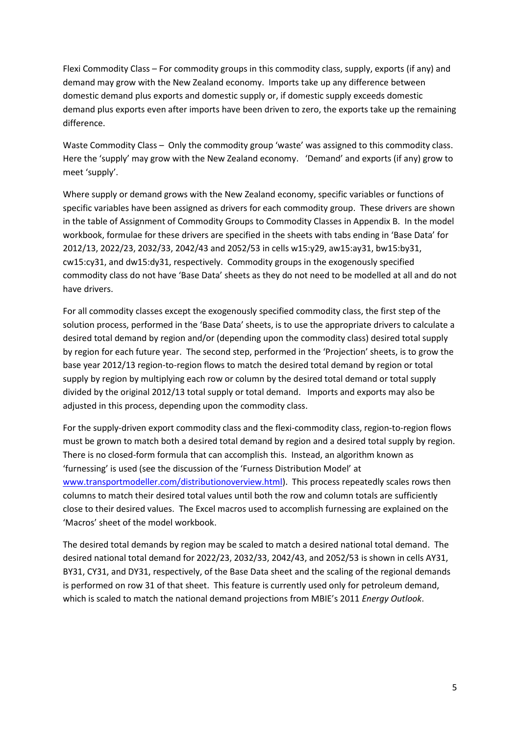Flexi Commodity Class – For commodity groups in this commodity class, supply, exports (if any) and demand may grow with the New Zealand economy. Imports take up any difference between domestic demand plus exports and domestic supply or, if domestic supply exceeds domestic demand plus exports even after imports have been driven to zero, the exports take up the remaining difference.

Waste Commodity Class – Only the commodity group 'waste' was assigned to this commodity class. Here the 'supply' may grow with the New Zealand economy. 'Demand' and exports (if any) grow to meet 'supply'.

Where supply or demand grows with the New Zealand economy, specific variables or functions of specific variables have been assigned as drivers for each commodity group. These drivers are shown in the table of Assignment of Commodity Groups to Commodity Classes in Appendix B. In the model workbook, formulae for these drivers are specified in the sheets with tabs ending in 'Base Data' for 2012/13, 2022/23, 2032/33, 2042/43 and 2052/53 in cells w15:y29, aw15:ay31, bw15:by31, cw15:cy31, and dw15:dy31, respectively. Commodity groups in the exogenously specified commodity class do not have 'Base Data' sheets as they do not need to be modelled at all and do not have drivers.

For all commodity classes except the exogenously specified commodity class, the first step of the solution process, performed in the 'Base Data' sheets, is to use the appropriate drivers to calculate a desired total demand by region and/or (depending upon the commodity class) desired total supply by region for each future year. The second step, performed in the 'Projection' sheets, is to grow the base year 2012/13 region-to-region flows to match the desired total demand by region or total supply by region by multiplying each row or column by the desired total demand or total supply divided by the original 2012/13 total supply or total demand. Imports and exports may also be adjusted in this process, depending upon the commodity class.

For the supply-driven export commodity class and the flexi-commodity class, region-to-region flows must be grown to match both a desired total demand by region and a desired total supply by region. There is no closed-form formula that can accomplish this. Instead, an algorithm known as 'furnessing' is used (see the discussion of the 'Furness Distribution Model' at www.transportmodeller.com/distributionoverview.html). This process repeatedly scales rows then columns to match their desired total values until both the row and column totals are sufficiently close to their desired values. The Excel macros used to accomplish furnessing are explained on the 'Macros' sheet of the model workbook.

The desired total demands by region may be scaled to match a desired national total demand. The desired national total demand for 2022/23, 2032/33, 2042/43, and 2052/53 is shown in cells AY31, BY31, CY31, and DY31, respectively, of the Base Data sheet and the scaling of the regional demands is performed on row 31 of that sheet. This feature is currently used only for petroleum demand, which is scaled to match the national demand projections from MBIE's 2011 *Energy Outlook*.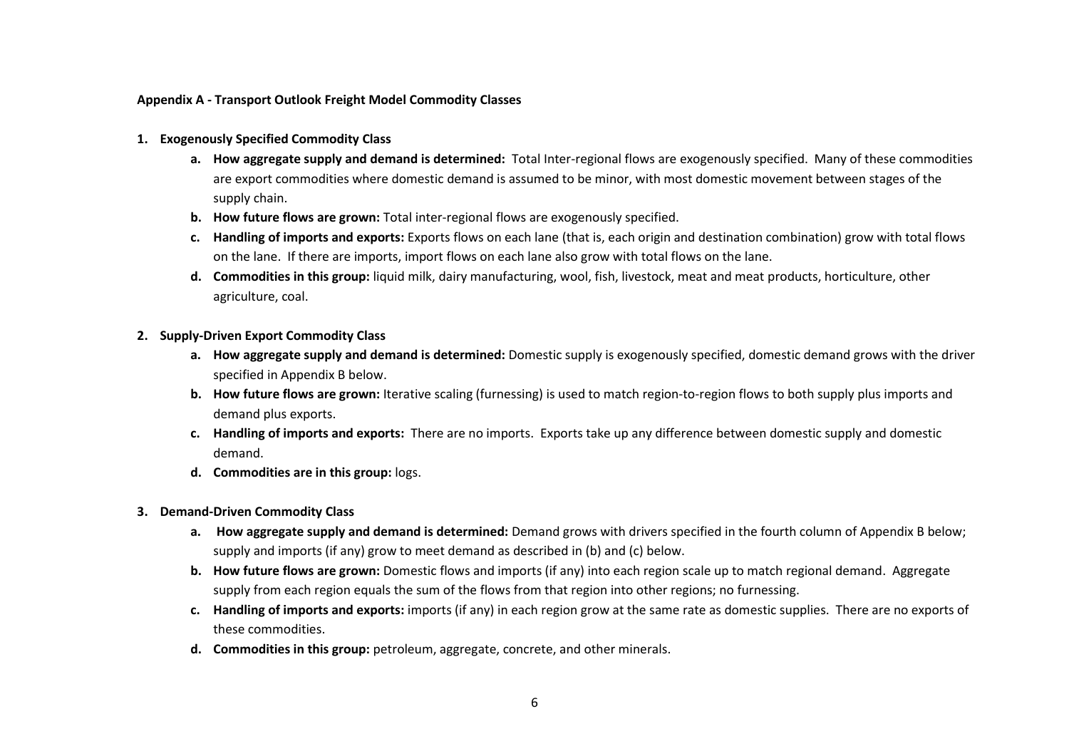**Appendix A - Transport Outlook Freight Model Commodity Classes**

1. **Exogenously Specified Commodity Class**
   a. **How aggregate supply and demand is determined:** Total Inter-regional flows are exogenously specified. Many of these commodities are export commodities where domestic demand is assumed to be minor, with most domestic movement between stages of the supply chain.
   b. **How future flows are grown:** Total inter-regional flows are exogenously specified.
   c. **Handling of imports and exports:** Exports flows on each lane (that is, each origin and destination combination) grow with total flows on the lane. If there are imports, import flows on each lane also grow with total flows on the lane.
   d. **Commodities in this group:** liquid milk, dairy manufacturing, wool, fish, livestock, meat and meat products, horticulture, other agriculture, coal.

2. **Supply-Driven Export Commodity Class**
   a. **How aggregate supply and demand is determined:** Domestic supply is exogenously specified, domestic demand grows with the driver specified in Appendix B below.
   b. **How future flows are grown:** Iterative scaling (furnessing) is used to match region-to-region flows to both supply plus imports and demand plus exports.
   c. **Handling of imports and exports:** There are no imports. Exports take up any difference between domestic supply and domestic demand.
   d. **Commodities are in this group:** logs.

3. **Demand-Driven Commodity Class**
   a. **How aggregate supply and demand is determined:** Demand grows with drivers specified in the fourth column of Appendix B below; supply and imports (if any) grow to meet demand as described in (b) and (c) below.
   b. **How future flows are grown:** Domestic flows and imports (if any) into each region scale up to match regional demand. Aggregate supply from each region equals the sum of the flows from that region into other regions; no furnessing.
   c. **Handling of imports and exports:** imports (if any) in each region grow at the same rate as domestic supplies. There are no exports of these commodities.
   d. **Commodities in this group:** petroleum, aggregate, concrete, and other minerals.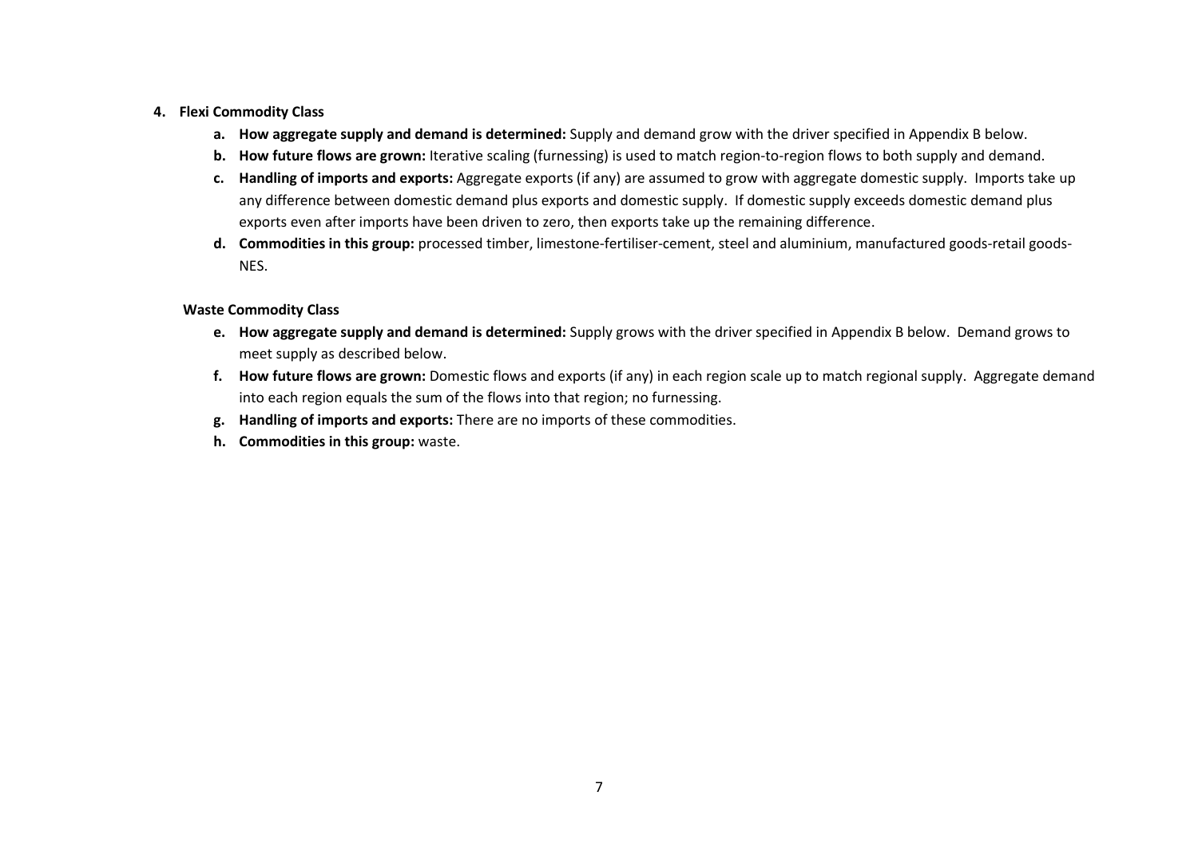4. **Flexi Commodity Class**
    a. **How aggregate supply and demand is determined:** Supply and demand grow with the driver specified in Appendix B below.
    b. **How future flows are grown:** Iterative scaling (furnessing) is used to match region-to-region flows to both supply and demand.
    c. **Handling of imports and exports:** Aggregate exports (if any) are assumed to grow with aggregate domestic supply. Imports take up any difference between domestic demand plus exports and domestic supply. If domestic supply exceeds domestic demand plus exports even after imports have been driven to zero, then exports take up the remaining difference.
    d. **Commodities in this group:** processed timber, limestone-fertiliser-cement, steel and aluminium, manufactured goods-retail goods-NES.

**Waste Commodity Class**

e. **How aggregate supply and demand is determined:** Supply grows with the driver specified in Appendix B below. Demand grows to meet supply as described below.
f. **How future flows are grown:** Domestic flows and exports (if any) in each region scale up to match regional supply. Aggregate demand into each region equals the sum of the flows into that region; no furnessing.
g. **Handling of imports and exports:** There are no imports of these commodities.
h. **Commodities in this group:** waste.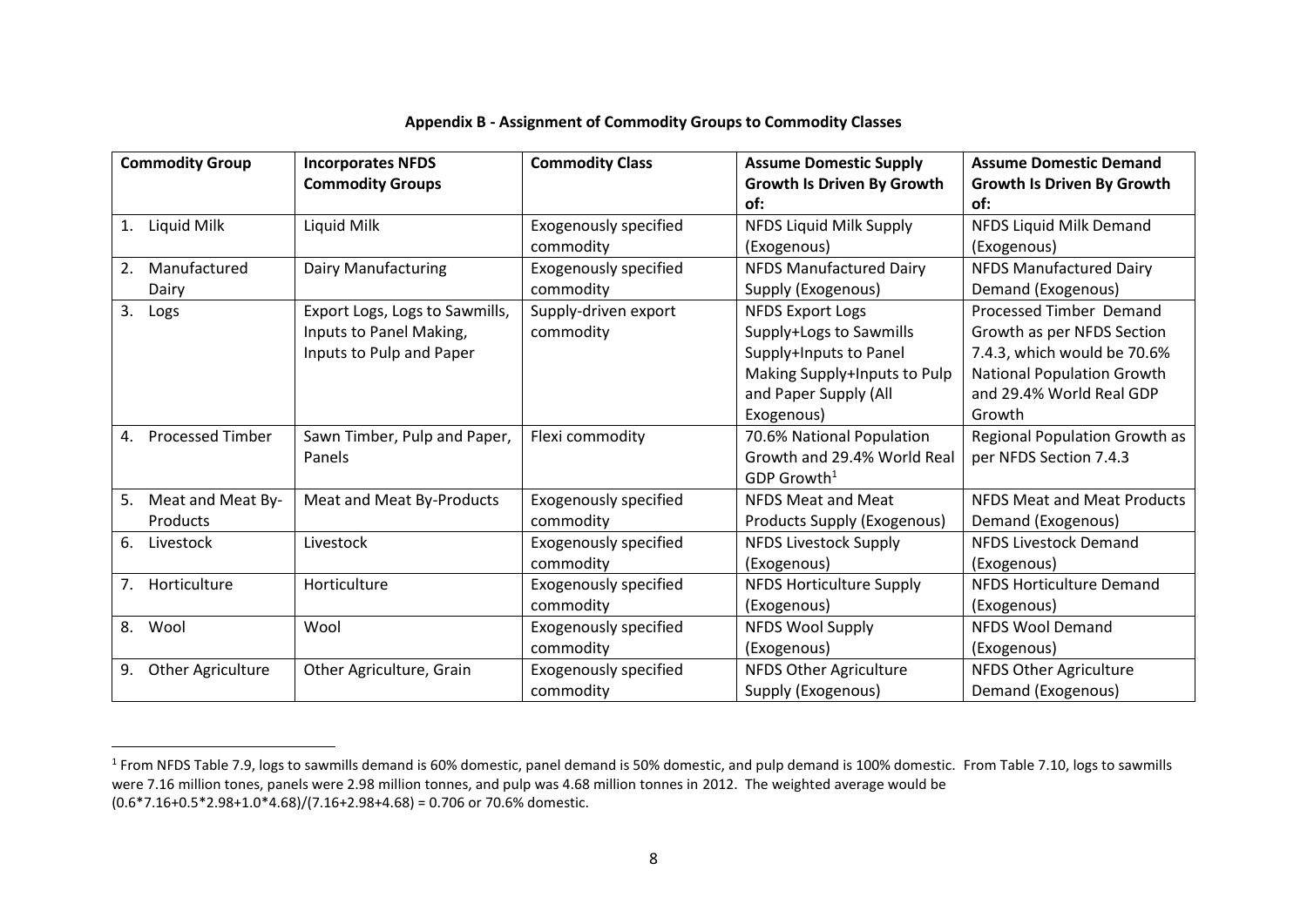**Appendix B - Assignment of Commodity Groups to Commodity Classes**

| Commodity Group | Incorporates NFDS Commodity Groups | Commodity Class | Assume Domestic Supply Growth Is Driven By Growth of: | Assume Domestic Demand Growth Is Driven By Growth of: |
|---|---|---|---|---|
| 1. Liquid Milk | Liquid Milk | Exogenously specified commodity | NFDS Liquid Milk Supply (Exogenous) | NFDS Liquid Milk Demand (Exogenous) |
| 2. Manufactured Dairy | Dairy Manufacturing | Exogenously specified commodity | NFDS Manufactured Dairy Supply (Exogenous) | NFDS Manufactured Dairy Demand (Exogenous) |
| 3. Logs | Export Logs, Logs to Sawmills, Inputs to Panel Making, Inputs to Pulp and Paper | Supply-driven export commodity | NFDS Export Logs Supply+Logs to Sawmills Supply+Inputs to Panel Making Supply+Inputs to Pulp and Paper Supply (All Exogenous) | Processed Timber Demand Growth as per NFDS Section 7.4.3, which would be 70.6% National Population Growth and 29.4% World Real GDP Growth |
| 4. Processed Timber | Sawn Timber, Pulp and Paper, Panels | Flexi commodity | 70.6% National Population Growth and 29.4% World Real GDP Growth[1] | Regional Population Growth as per NFDS Section 7.4.3 |
| 5. Meat and Meat By-Products | Meat and Meat By-Products | Exogenously specified commodity | NFDS Meat and Meat Products Supply (Exogenous) | NFDS Meat and Meat Products Demand (Exogenous) |
| 6. Livestock | Livestock | Exogenously specified commodity | NFDS Livestock Supply (Exogenous) | NFDS Livestock Demand (Exogenous) |
| 7. Horticulture | Horticulture | Exogenously specified commodity | NFDS Horticulture Supply (Exogenous) | NFDS Horticulture Demand (Exogenous) |
| 8. Wool | Wool | Exogenously specified commodity | NFDS Wool Supply (Exogenous) | NFDS Wool Demand (Exogenous) |
| 9. Other Agriculture | Other Agriculture, Grain | Exogenously specified commodity | NFDS Other Agriculture Supply (Exogenous) | NFDS Other Agriculture Demand (Exogenous) |

[1] From NFDS Table 7.9, logs to sawmills demand is 60% domestic, panel demand is 50% domestic, and pulp demand is 100% domestic. From Table 7.10, logs to sawmills were 7.16 million tones, panels were 2.98 million tonnes, and pulp was 4.68 million tonnes in 2012. The weighted average would be (0.6*7.16+0.5*2.98+1.0*4.68)/(7.16+2.98+4.68) = 0.706 or 70.6% domestic.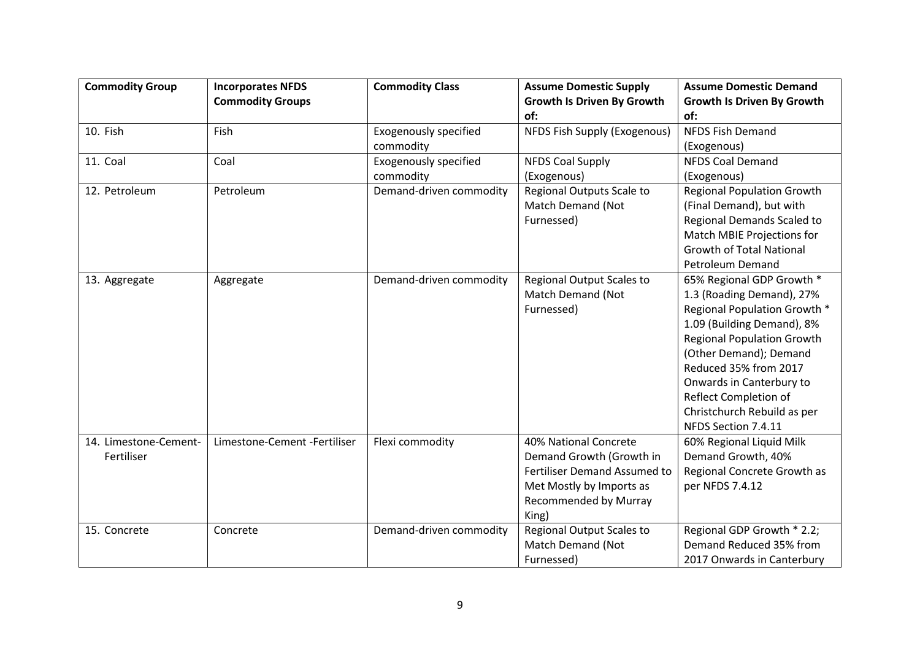| Commodity Group | Incorporates NFDS Commodity Groups | Commodity Class | Assume Domestic Supply Growth Is Driven By Growth of: | Assume Domestic Demand Growth Is Driven By Growth of: |
|---|---|---|---|---|
| 10. Fish | Fish | Exogenously specified commodity | NFDS Fish Supply (Exogenous) | NFDS Fish Demand (Exogenous) |
| 11. Coal | Coal | Exogenously specified commodity | NFDS Coal Supply (Exogenous) | NFDS Coal Demand (Exogenous) |
| 12. Petroleum | Petroleum | Demand-driven commodity | Regional Outputs Scale to Match Demand (Not Furnessed) | Regional Population Growth (Final Demand), but with Regional Demands Scaled to Match MBIE Projections for Growth of Total National Petroleum Demand |
| 13. Aggregate | Aggregate | Demand-driven commodity | Regional Output Scales to Match Demand (Not Furnessed) | 65% Regional GDP Growth * 1.3 (Roading Demand), 27% Regional Population Growth * 1.09 (Building Demand), 8% Regional Population Growth (Other Demand); Demand Reduced 35% from 2017 Onwards in Canterbury to Reflect Completion of Christchurch Rebuild as per NFDS Section 7.4.11 |
| 14. Limestone-Cement-Fertiliser | Limestone-Cement -Fertiliser | Flexi commodity | 40% National Concrete Demand Growth (Growth in Fertiliser Demand Assumed to Met Mostly by Imports as Recommended by Murray King) | 60% Regional Liquid Milk Demand Growth, 40% Regional Concrete Growth as per NFDS 7.4.12 |
| 15. Concrete | Concrete | Demand-driven commodity | Regional Output Scales to Match Demand (Not Furnessed) | Regional GDP Growth * 2.2; Demand Reduced 35% from 2017 Onwards in Canterbury |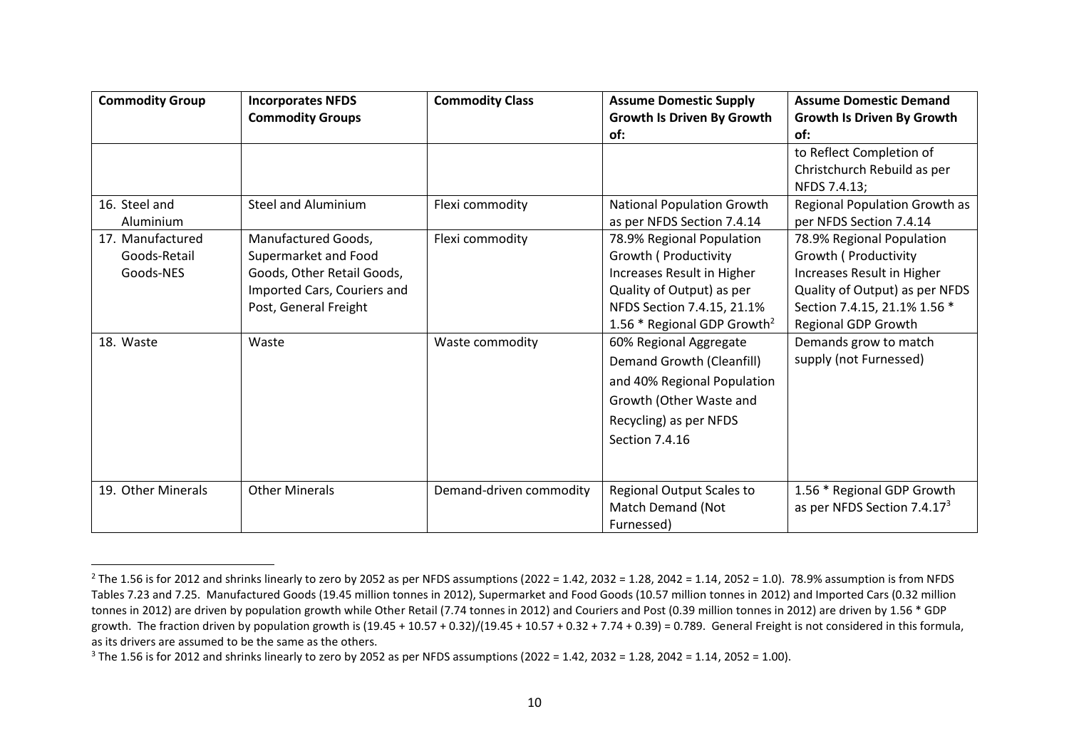| Commodity Group | Incorporates NFDS Commodity Groups | Commodity Class | Assume Domestic Supply Growth Is Driven By Growth of: | Assume Domestic Demand Growth Is Driven By Growth of: |
|---|---|---|---|---|
| | | | | to Reflect Completion of Christchurch Rebuild as per NFDS 7.4.13; |
| 16. Steel and Aluminium | Steel and Aluminium | Flexi commodity | National Population Growth as per NFDS Section 7.4.14 | Regional Population Growth as per NFDS Section 7.4.14 |
| 17. Manufactured Goods-Retail Goods-NES | Manufactured Goods, Supermarket and Food Goods, Other Retail Goods, Imported Cars, Couriers and Post, General Freight | Flexi commodity | 78.9% Regional Population Growth ( Productivity Increases Result in Higher Quality of Output) as per NFDS Section 7.4.15, 21.1% 1.56 * Regional GDP Growth[2] | 78.9% Regional Population Growth ( Productivity Increases Result in Higher Quality of Output) as per NFDS Section 7.4.15, 21.1% 1.56 * Regional GDP Growth |
| 18. Waste | Waste | Waste commodity | 60% Regional Aggregate Demand Growth (Cleanfill) and 40% Regional Population Growth (Other Waste and Recycling) as per NFDS Section 7.4.16 | Demands grow to match supply (not Furnessed) |
| 19. Other Minerals | Other Minerals | Demand-driven commodity | Regional Output Scales to Match Demand (Not Furnessed) | 1.56 * Regional GDP Growth as per NFDS Section 7.4.17[3] |

[2] The 1.56 is for 2012 and shrinks linearly to zero by 2052 as per NFDS assumptions (2022 = 1.42, 2032 = 1.28, 2042 = 1.14, 2052 = 1.0). 78.9% assumption is from NFDS Tables 7.23 and 7.25. Manufactured Goods (19.45 million tonnes in 2012), Supermarket and Food Goods (10.57 million tonnes in 2012) and Imported Cars (0.32 million tonnes in 2012) are driven by population growth while Other Retail (7.74 tonnes in 2012) and Couriers and Post (0.39 million tonnes in 2012) are driven by 1.56 * GDP growth. The fraction driven by population growth is (19.45 + 10.57 + 0.32)/(19.45 + 10.57 + 0.32 + 7.74 + 0.39) = 0.789. General Freight is not considered in this formula, as its drivers are assumed to be the same as the others.

[3] The 1.56 is for 2012 and shrinks linearly to zero by 2052 as per NFDS assumptions (2022 = 1.42, 2032 = 1.28, 2042 = 1.14, 2052 = 1.00).